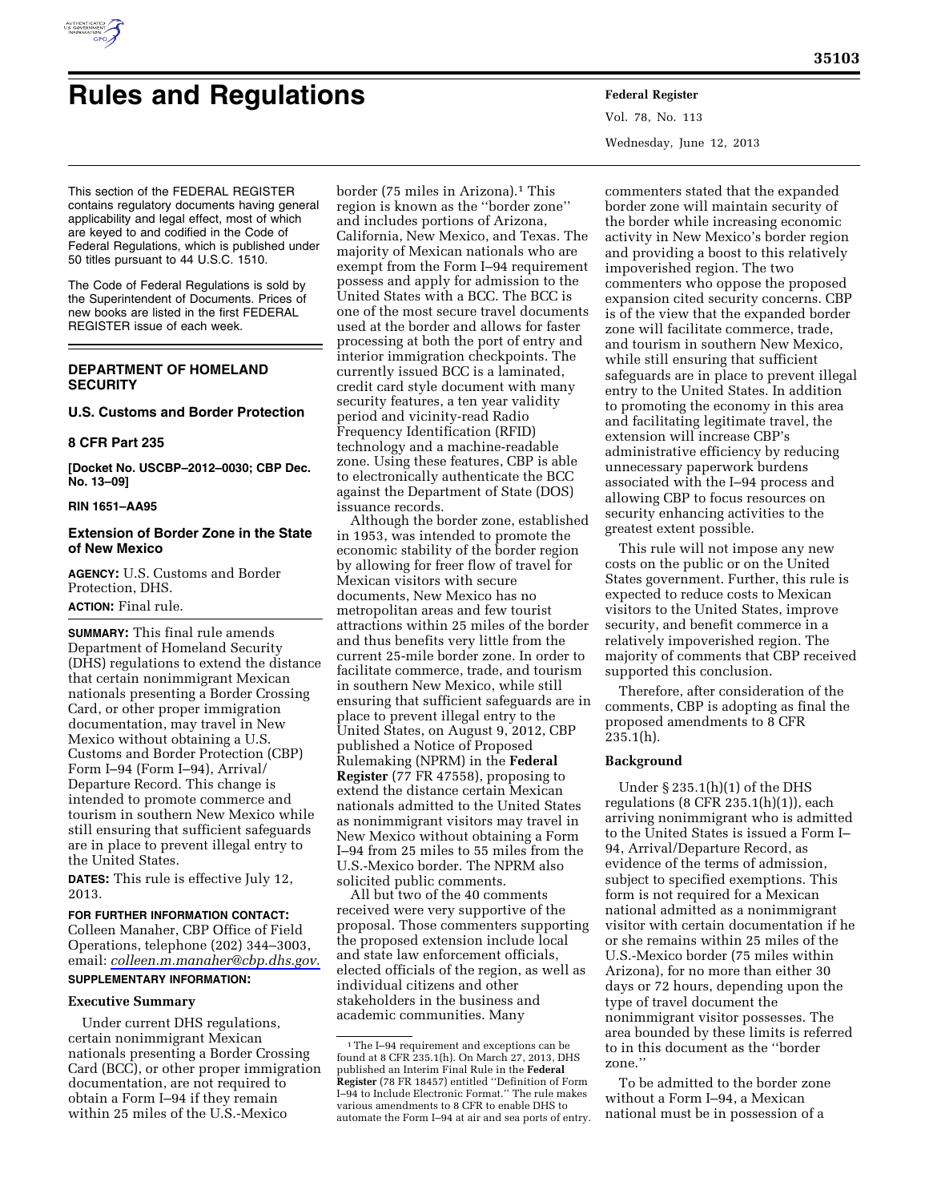# Rules and Regulations

This section of the FEDERAL REGISTER contains regulatory documents having general applicability and legal effect, most of which are keyed to and codified in the Code of Federal Regulations, which is published under 50 titles pursuant to 44 U.S.C. 1510.

The Code of Federal Regulations is sold by the Superintendent of Documents. Prices of new books are listed in the first FEDERAL REGISTER issue of each week.

## DEPARTMENT OF HOMELAND SECURITY

### U.S. Customs and Border Protection

### 8 CFR Part 235

**[Docket No. USCBP–2012–0030; CBP Dec. No. 13–09]**

**RIN 1651–AA95**

### Extension of Border Zone in the State of New Mexico

**AGENCY:** U.S. Customs and Border Protection, DHS.

**ACTION:** Final rule.

**SUMMARY:** This final rule amends Department of Homeland Security (DHS) regulations to extend the distance that certain nonimmigrant Mexican nationals presenting a Border Crossing Card, or other proper immigration documentation, may travel in New Mexico without obtaining a U.S. Customs and Border Protection (CBP) Form I–94 (Form I–94), Arrival/Departure Record. This change is intended to promote commerce and tourism in southern New Mexico while still ensuring that sufficient safeguards are in place to prevent illegal entry to the United States.

**DATES:** This rule is effective July 12, 2013.

**FOR FURTHER INFORMATION CONTACT:** Colleen Manaher, CBP Office of Field Operations, telephone (202) 344–3003, email: *colleen.m.manaher@cbp.dhs.gov.*

**SUPPLEMENTARY INFORMATION:**

#### Executive Summary

Under current DHS regulations, certain nonimmigrant Mexican nationals presenting a Border Crossing Card (BCC), or other proper immigration documentation, are not required to obtain a Form I–94 if they remain within 25 miles of the U.S.-Mexico border (75 miles in Arizona).[1] This region is known as the ''border zone'' and includes portions of Arizona, California, New Mexico, and Texas. The majority of Mexican nationals who are exempt from the Form I–94 requirement possess and apply for admission to the United States with a BCC. The BCC is one of the most secure travel documents used at the border and allows for faster processing at both the port of entry and interior immigration checkpoints. The currently issued BCC is a laminated, credit card style document with many security features, a ten year validity period and vicinity-read Radio Frequency Identification (RFID) technology and a machine-readable zone. Using these features, CBP is able to electronically authenticate the BCC against the Department of State (DOS) issuance records.

Although the border zone, established in 1953, was intended to promote the economic stability of the border region by allowing for freer flow of travel for Mexican visitors with secure documents, New Mexico has no metropolitan areas and few tourist attractions within 25 miles of the border and thus benefits very little from the current 25-mile border zone. In order to facilitate commerce, trade, and tourism in southern New Mexico, while still ensuring that sufficient safeguards are in place to prevent illegal entry to the United States, on August 9, 2012, CBP published a Notice of Proposed Rulemaking (NPRM) in the **Federal Register** (77 FR 47558), proposing to extend the distance certain Mexican nationals admitted to the United States as nonimmigrant visitors may travel in New Mexico without obtaining a Form I–94 from 25 miles to 55 miles from the U.S.-Mexico border. The NPRM also solicited public comments.

All but two of the 40 comments received were very supportive of the proposal. Those commenters supporting the proposed extension include local and state law enforcement officials, elected officials of the region, as well as individual citizens and other stakeholders in the business and academic communities. Many commenters stated that the expanded border zone will maintain security of the border while increasing economic activity in New Mexico's border region and providing a boost to this relatively impoverished region. The two commenters who oppose the proposed expansion cited security concerns. CBP is of the view that the expanded border zone will facilitate commerce, trade, and tourism in southern New Mexico, while still ensuring that sufficient safeguards are in place to prevent illegal entry to the United States. In addition to promoting the economy in this area and facilitating legitimate travel, the extension will increase CBP's administrative efficiency by reducing unnecessary paperwork burdens associated with the I–94 process and allowing CBP to focus resources on security enhancing activities to the greatest extent possible.

This rule will not impose any new costs on the public or on the United States government. Further, this rule is expected to reduce costs to Mexican visitors to the United States, improve security, and benefit commerce in a relatively impoverished region. The majority of comments that CBP received supported this conclusion.

Therefore, after consideration of the comments, CBP is adopting as final the proposed amendments to 8 CFR 235.1(h).

#### Background

Under § 235.1(h)(1) of the DHS regulations (8 CFR 235.1(h)(1)), each arriving nonimmigrant who is admitted to the United States is issued a Form I–94, Arrival/Departure Record, as evidence of the terms of admission, subject to specified exemptions. This form is not required for a Mexican national admitted as a nonimmigrant visitor with certain documentation if he or she remains within 25 miles of the U.S.-Mexico border (75 miles within Arizona), for no more than either 30 days or 72 hours, depending upon the type of travel document the nonimmigrant visitor possesses. The area bounded by these limits is referred to in this document as the ''border zone.''

To be admitted to the border zone without a Form I–94, a Mexican national must be in possession of a

[1] The I–94 requirement and exceptions can be found at 8 CFR 235.1(h). On March 27, 2013, DHS published an Interim Final Rule in the **Federal Register** (78 FR 18457) entitled ''Definition of Form I–94 to Include Electronic Format.'' The rule makes various amendments to 8 CFR to enable DHS to automate the Form I–94 at air and sea ports of entry.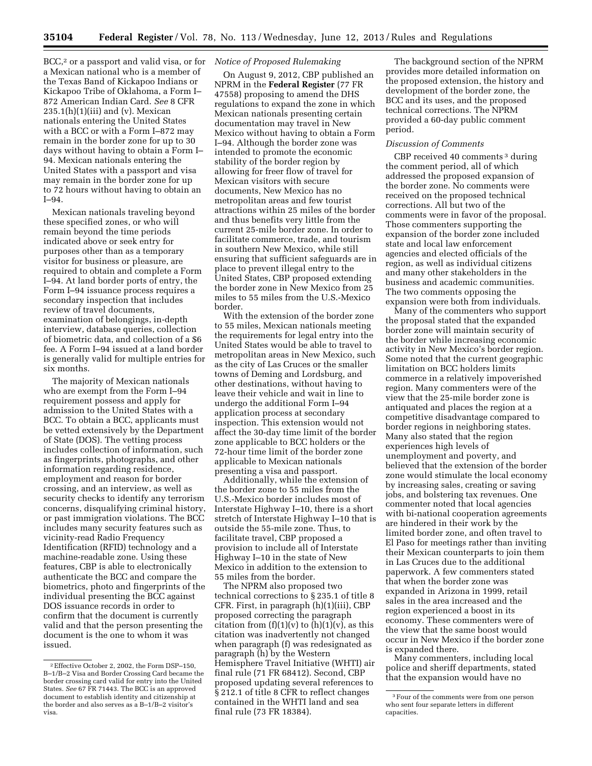BCC,[2] or a passport and valid visa, or for a Mexican national who is a member of the Texas Band of Kickapoo Indians or Kickapoo Tribe of Oklahoma, a Form I–872 American Indian Card. *See* 8 CFR 235.1(h)(1)(iii) and (v). Mexican nationals entering the United States with a BCC or with a Form I–872 may remain in the border zone for up to 30 days without having to obtain a Form I–94. Mexican nationals entering the United States with a passport and visa may remain in the border zone for up to 72 hours without having to obtain an I–94.

Mexican nationals traveling beyond these specified zones, or who will remain beyond the time periods indicated above or seek entry for purposes other than as a temporary visitor for business or pleasure, are required to obtain and complete a Form I–94. At land border ports of entry, the Form I–94 issuance process requires a secondary inspection that includes review of travel documents, examination of belongings, in-depth interview, database queries, collection of biometric data, and collection of a $6 fee. A Form I–94 issued at a land border is generally valid for multiple entries for six months.

The majority of Mexican nationals who are exempt from the Form I–94 requirement possess and apply for admission to the United States with a BCC. To obtain a BCC, applicants must be vetted extensively by the Department of State (DOS). The vetting process includes collection of information, such as fingerprints, photographs, and other information regarding residence, employment and reason for border crossing, and an interview, as well as security checks to identify any terrorism concerns, disqualifying criminal history, or past immigration violations. The BCC includes many security features such as vicinity-read Radio Frequency Identification (RFID) technology and a machine-readable zone. Using these features, CBP is able to electronically authenticate the BCC and compare the biometrics, photo and fingerprints of the individual presenting the BCC against DOS issuance records in order to confirm that the document is currently valid and that the person presenting the document is the one to whom it was issued.

*Notice of Proposed Rulemaking*

On August 9, 2012, CBP published an NPRM in the **Federal Register** (77 FR 47558) proposing to amend the DHS regulations to expand the zone in which Mexican nationals presenting certain documentation may travel in New Mexico without having to obtain a Form I–94. Although the border zone was intended to promote the economic stability of the border region by allowing for freer flow of travel for Mexican visitors with secure documents, New Mexico has no metropolitan areas and few tourist attractions within 25 miles of the border and thus benefits very little from the current 25-mile border zone. In order to facilitate commerce, trade, and tourism in southern New Mexico, while still ensuring that sufficient safeguards are in place to prevent illegal entry to the United States, CBP proposed extending the border zone in New Mexico from 25 miles to 55 miles from the U.S.-Mexico border.

With the extension of the border zone to 55 miles, Mexican nationals meeting the requirements for legal entry into the United States would be able to travel to metropolitan areas in New Mexico, such as the city of Las Cruces or the smaller towns of Deming and Lordsburg, and other destinations, without having to leave their vehicle and wait in line to undergo the additional Form I–94 application process at secondary inspection. This extension would not affect the 30-day time limit of the border zone applicable to BCC holders or the 72-hour time limit of the border zone applicable to Mexican nationals presenting a visa and passport.

Additionally, while the extension of the border zone to 55 miles from the U.S.-Mexico border includes most of Interstate Highway I–10, there is a short stretch of Interstate Highway I–10 that is outside the 55-mile zone. Thus, to facilitate travel, CBP proposed a provision to include all of Interstate Highway I–10 in the state of New Mexico in addition to the extension to 55 miles from the border.

The NPRM also proposed two technical corrections to § 235.1 of title 8 CFR. First, in paragraph (h)(1)(iii), CBP proposed correcting the paragraph citation from (f)(1)(v) to (h)(1)(v), as this citation was inadvertently not changed when paragraph (f) was redesignated as paragraph (h) by the Western Hemisphere Travel Initiative (WHTI) air final rule (71 FR 68412). Second, CBP proposed updating several references to § 212.1 of title 8 CFR to reflect changes contained in the WHTI land and sea final rule (73 FR 18384).

The background section of the NPRM provides more detailed information on the proposed extension, the history and development of the border zone, the BCC and its uses, and the proposed technical corrections. The NPRM provided a 60-day public comment period.

*Discussion of Comments*

CBP received 40 comments [3] during the comment period, all of which addressed the proposed expansion of the border zone. No comments were received on the proposed technical corrections. All but two of the comments were in favor of the proposal. Those commenters supporting the expansion of the border zone included state and local law enforcement agencies and elected officials of the region, as well as individual citizens and many other stakeholders in the business and academic communities. The two comments opposing the expansion were both from individuals.

Many of the commenters who support the proposal stated that the expanded border zone will maintain security of the border while increasing economic activity in New Mexico's border region. Some noted that the current geographic limitation on BCC holders limits commerce in a relatively impoverished region. Many commenters were of the view that the 25-mile border zone is antiquated and places the region at a competitive disadvantage compared to border regions in neighboring states. Many also stated that the region experiences high levels of unemployment and poverty, and believed that the extension of the border zone would stimulate the local economy by increasing sales, creating or saving jobs, and bolstering tax revenues. One commenter noted that local agencies with bi-national cooperation agreements are hindered in their work by the limited border zone, and often travel to El Paso for meetings rather than inviting their Mexican counterparts to join them in Las Cruces due to the additional paperwork. A few commenters stated that when the border zone was expanded in Arizona in 1999, retail sales in the area increased and the region experienced a boost in its economy. These commenters were of the view that the same boost would occur in New Mexico if the border zone is expanded there.

Many commenters, including local police and sheriff departments, stated that the expansion would have no

---

[2] Effective October 2, 2002, the Form DSP–150, B–1/B–2 Visa and Border Crossing Card became the border crossing card valid for entry into the United States. *See* 67 FR 71443. The BCC is an approved document to establish identity and citizenship at the border and also serves as a B–1/B–2 visitor's visa.

[3] Four of the comments were from one person who sent four separate letters in different capacities.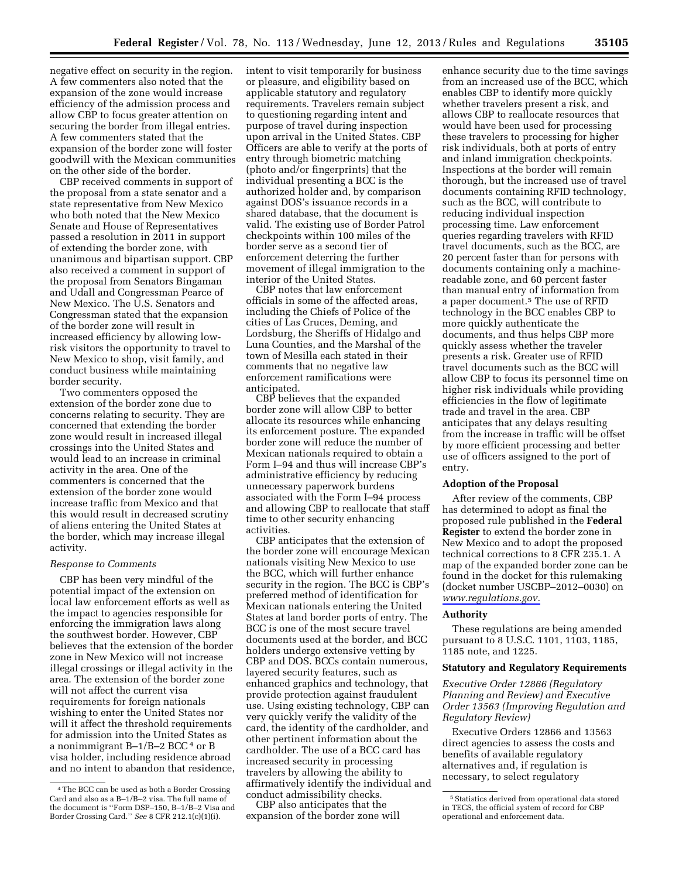negative effect on security in the region. A few commenters also noted that the expansion of the zone would increase efficiency of the admission process and allow CBP to focus greater attention on securing the border from illegal entries. A few commenters stated that the expansion of the border zone will foster goodwill with the Mexican communities on the other side of the border.

CBP received comments in support of the proposal from a state senator and a state representative from New Mexico who both noted that the New Mexico Senate and House of Representatives passed a resolution in 2011 in support of extending the border zone, with unanimous and bipartisan support. CBP also received a comment in support of the proposal from Senators Bingaman and Udall and Congressman Pearce of New Mexico. The U.S. Senators and Congressman stated that the expansion of the border zone will result in increased efficiency by allowing low-risk visitors the opportunity to travel to New Mexico to shop, visit family, and conduct business while maintaining border security.

Two commenters opposed the extension of the border zone due to concerns relating to security. They are concerned that extending the border zone would result in increased illegal crossings into the United States and would lead to an increase in criminal activity in the area. One of the commenters is concerned that the extension of the border zone would increase traffic from Mexico and that this would result in decreased scrutiny of aliens entering the United States at the border, which may increase illegal activity.

*Response to Comments*

CBP has been very mindful of the potential impact of the extension on local law enforcement efforts as well as the impact to agencies responsible for enforcing the immigration laws along the southwest border. However, CBP believes that the extension of the border zone in New Mexico will not increase illegal crossings or illegal activity in the area. The extension of the border zone will not affect the current visa requirements for foreign nationals wishing to enter the United States nor will it affect the threshold requirements for admission into the United States as a nonimmigrant B–1/B–2 BCC[4] or B visa holder, including residence abroad and no intent to abandon that residence, intent to visit temporarily for business or pleasure, and eligibility based on applicable statutory and regulatory requirements. Travelers remain subject to questioning regarding intent and purpose of travel during inspection upon arrival in the United States. CBP Officers are able to verify at the ports of entry through biometric matching (photo and/or fingerprints) that the individual presenting a BCC is the authorized holder and, by comparison against DOS's issuance records in a shared database, that the document is valid. The existing use of Border Patrol checkpoints within 100 miles of the border serve as a second tier of enforcement deterring the further movement of illegal immigration to the interior of the United States.

CBP notes that law enforcement officials in some of the affected areas, including the Chiefs of Police of the cities of Las Cruces, Deming, and Lordsburg, the Sheriffs of Hidalgo and Luna Counties, and the Marshal of the town of Mesilla each stated in their comments that no negative law enforcement ramifications were anticipated.

CBP believes that the expanded border zone will allow CBP to better allocate its resources while enhancing its enforcement posture. The expanded border zone will reduce the number of Mexican nationals required to obtain a Form I–94 and thus will increase CBP's administrative efficiency by reducing unnecessary paperwork burdens associated with the Form I–94 process and allowing CBP to reallocate that staff time to other security enhancing activities.

CBP anticipates that the extension of the border zone will encourage Mexican nationals visiting New Mexico to use the BCC, which will further enhance security in the region. The BCC is CBP's preferred method of identification for Mexican nationals entering the United States at land border ports of entry. The BCC is one of the most secure travel documents used at the border, and BCC holders undergo extensive vetting by CBP and DOS. BCCs contain numerous, layered security features, such as enhanced graphics and technology, that provide protection against fraudulent use. Using existing technology, CBP can very quickly verify the validity of the card, the identity of the cardholder, and other pertinent information about the cardholder. The use of a BCC card has increased security in processing travelers by allowing the ability to affirmatively identify the individual and conduct admissibility checks.

CBP also anticipates that the expansion of the border zone will enhance security due to the time savings from an increased use of the BCC, which enables CBP to identify more quickly whether travelers present a risk, and allows CBP to reallocate resources that would have been used for processing these travelers to processing for higher risk individuals, both at ports of entry and inland immigration checkpoints. Inspections at the border will remain thorough, but the increased use of travel documents containing RFID technology, such as the BCC, will contribute to reducing individual inspection processing time. Law enforcement queries regarding travelers with RFID travel documents, such as the BCC, are 20 percent faster than for persons with documents containing only a machine-readable zone, and 60 percent faster than manual entry of information from a paper document.[5] The use of RFID technology in the BCC enables CBP to more quickly authenticate the documents, and thus helps CBP more quickly assess whether the traveler presents a risk. Greater use of RFID travel documents such as the BCC will allow CBP to focus its personnel time on higher risk individuals while providing efficiencies in the flow of legitimate trade and travel in the area. CBP anticipates that any delays resulting from the increase in traffic will be offset by more efficient processing and better use of officers assigned to the port of entry.

## Adoption of the Proposal

After review of the comments, CBP has determined to adopt as final the proposed rule published in the **Federal Register** to extend the border zone in New Mexico and to adopt the proposed technical corrections to 8 CFR 235.1. A map of the expanded border zone can be found in the docket for this rulemaking (docket number USCBP–2012–0030) on *www.regulations.gov.*

## Authority

These regulations are being amended pursuant to 8 U.S.C. 1101, 1103, 1185, 1185 note, and 1225.

## Statutory and Regulatory Requirements

*Executive Order 12866 (Regulatory Planning and Review) and Executive Order 13563 (Improving Regulation and Regulatory Review)*

Executive Orders 12866 and 13563 direct agencies to assess the costs and benefits of available regulatory alternatives and, if regulation is necessary, to select regulatory

[4] The BCC can be used as both a Border Crossing Card and also as a B–1/B–2 visa. The full name of the document is ''Form DSP–150, B–1/B–2 Visa and Border Crossing Card.'' *See* 8 CFR 212.1(c)(1)(i).

[5] Statistics derived from operational data stored in TECS, the official system of record for CBP operational and enforcement data.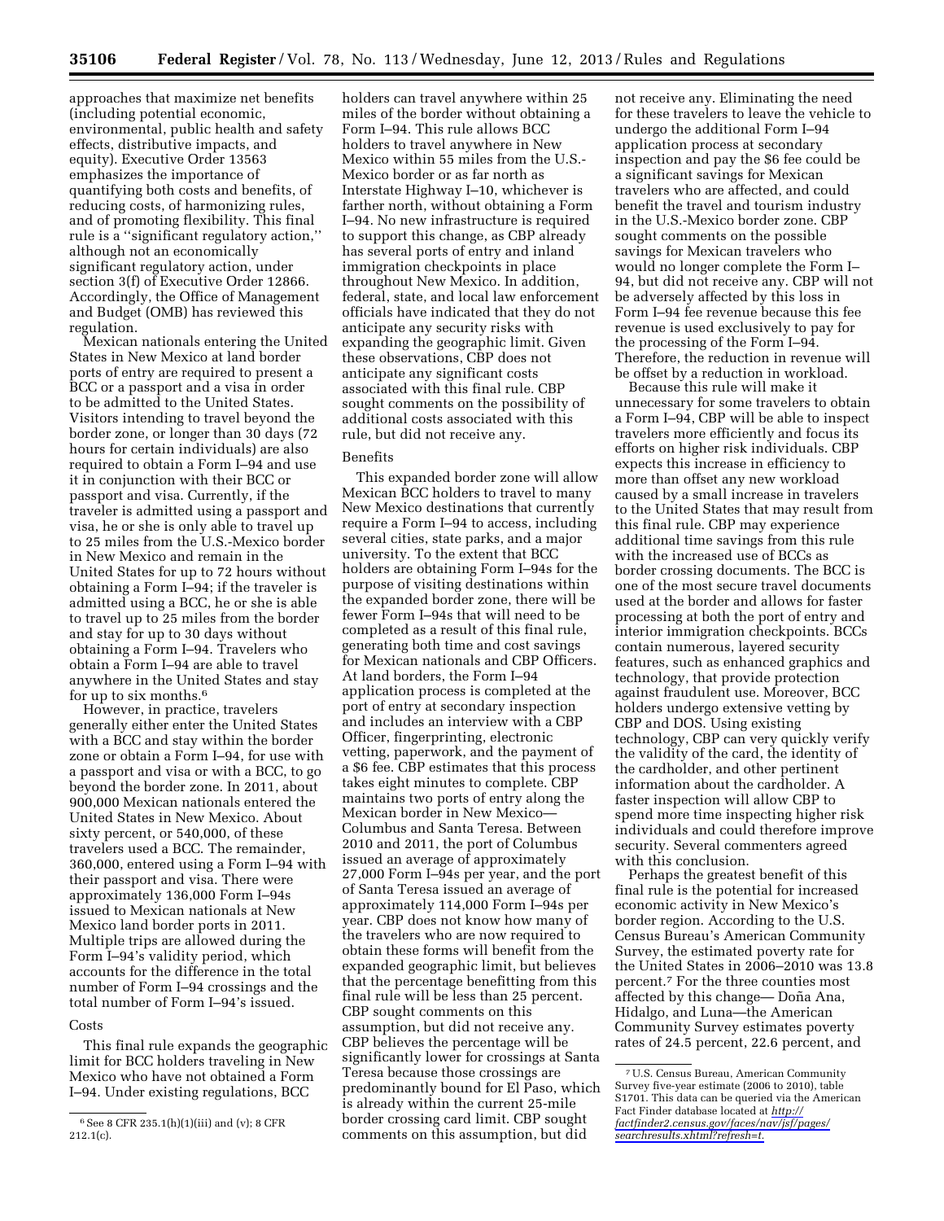approaches that maximize net benefits (including potential economic, environmental, public health and safety effects, distributive impacts, and equity). Executive Order 13563 emphasizes the importance of quantifying both costs and benefits, of reducing costs, of harmonizing rules, and of promoting flexibility. This final rule is a ''significant regulatory action,'' although not an economically significant regulatory action, under section 3(f) of Executive Order 12866. Accordingly, the Office of Management and Budget (OMB) has reviewed this regulation.

Mexican nationals entering the United States in New Mexico at land border ports of entry are required to present a BCC or a passport and a visa in order to be admitted to the United States. Visitors intending to travel beyond the border zone, or longer than 30 days (72 hours for certain individuals) are also required to obtain a Form I–94 and use it in conjunction with their BCC or passport and visa. Currently, if the traveler is admitted using a passport and visa, he or she is only able to travel up to 25 miles from the U.S.-Mexico border in New Mexico and remain in the United States for up to 72 hours without obtaining a Form I–94; if the traveler is admitted using a BCC, he or she is able to travel up to 25 miles from the border and stay for up to 30 days without obtaining a Form I–94. Travelers who obtain a Form I–94 are able to travel anywhere in the United States and stay for up to six months.[6]

However, in practice, travelers generally either enter the United States with a BCC and stay within the border zone or obtain a Form I–94, for use with a passport and visa or with a BCC, to go beyond the border zone. In 2011, about 900,000 Mexican nationals entered the United States in New Mexico. About sixty percent, or 540,000, of these travelers used a BCC. The remainder, 360,000, entered using a Form I–94 with their passport and visa. There were approximately 136,000 Form I–94s issued to Mexican nationals at New Mexico land border ports in 2011. Multiple trips are allowed during the Form I–94's validity period, which accounts for the difference in the total number of Form I–94 crossings and the total number of Form I–94's issued.

Costs

This final rule expands the geographic limit for BCC holders traveling in New Mexico who have not obtained a Form I–94. Under existing regulations, BCC holders can travel anywhere within 25 miles of the border without obtaining a Form I–94. This rule allows BCC holders to travel anywhere in New Mexico within 55 miles from the U.S.-Mexico border or as far north as Interstate Highway I–10, whichever is farther north, without obtaining a Form I–94. No new infrastructure is required to support this change, as CBP already has several ports of entry and inland immigration checkpoints in place throughout New Mexico. In addition, federal, state, and local law enforcement officials have indicated that they do not anticipate any security risks with expanding the geographic limit. Given these observations, CBP does not anticipate any significant costs associated with this final rule. CBP sought comments on the possibility of additional costs associated with this rule, but did not receive any.

Benefits

This expanded border zone will allow Mexican BCC holders to travel to many New Mexico destinations that currently require a Form I–94 to access, including several cities, state parks, and a major university. To the extent that BCC holders are obtaining Form I–94s for the purpose of visiting destinations within the expanded border zone, there will be fewer Form I–94s that will need to be completed as a result of this final rule, generating both time and cost savings for Mexican nationals and CBP Officers. At land borders, the Form I–94 application process is completed at the port of entry at secondary inspection and includes an interview with a CBP Officer, fingerprinting, electronic vetting, paperwork, and the payment of a $6 fee. CBP estimates that this process takes eight minutes to complete. CBP maintains two ports of entry along the Mexican border in New Mexico—Columbus and Santa Teresa. Between 2010 and 2011, the port of Columbus issued an average of approximately 27,000 Form I–94s per year, and the port of Santa Teresa issued an average of approximately 114,000 Form I–94s per year. CBP does not know how many of the travelers who are now required to obtain these forms will benefit from the expanded geographic limit, but believes that the percentage benefitting from this final rule will be less than 25 percent. CBP sought comments on this assumption, but did not receive any. CBP believes the percentage will be significantly lower for crossings at Santa Teresa because those crossings are predominantly bound for El Paso, which is already within the current 25-mile border crossing card limit. CBP sought comments on this assumption, but did not receive any. Eliminating the need for these travelers to leave the vehicle to undergo the additional Form I–94 application process at secondary inspection and pay the $6 fee could be a significant savings for Mexican travelers who are affected, and could benefit the travel and tourism industry in the U.S.-Mexico border zone. CBP sought comments on the possible savings for Mexican travelers who would no longer complete the Form I–94, but did not receive any. CBP will not be adversely affected by this loss in Form I–94 fee revenue because this fee revenue is used exclusively to pay for the processing of the Form I–94. Therefore, the reduction in revenue will be offset by a reduction in workload.

Because this rule will make it unnecessary for some travelers to obtain a Form I–94, CBP will be able to inspect travelers more efficiently and focus its efforts on higher risk individuals. CBP expects this increase in efficiency to more than offset any new workload caused by a small increase in travelers to the United States that may result from this final rule. CBP may experience additional time savings from this rule with the increased use of BCCs as border crossing documents. The BCC is one of the most secure travel documents used at the border and allows for faster processing at both the port of entry and interior immigration checkpoints. BCCs contain numerous, layered security features, such as enhanced graphics and technology, that provide protection against fraudulent use. Moreover, BCC holders undergo extensive vetting by CBP and DOS. Using existing technology, CBP can very quickly verify the validity of the card, the identity of the cardholder, and other pertinent information about the cardholder. A faster inspection will allow CBP to spend more time inspecting higher risk individuals and could therefore improve security. Several commenters agreed with this conclusion.

Perhaps the greatest benefit of this final rule is the potential for increased economic activity in New Mexico's border region. According to the U.S. Census Bureau's American Community Survey, the estimated poverty rate for the United States in 2006–2010 was 13.8 percent.[7] For the three counties most affected by this change— Doña Ana, Hidalgo, and Luna—the American Community Survey estimates poverty rates of 24.5 percent, 22.6 percent, and

---

[6] See 8 CFR 235.1(h)(1)(iii) and (v); 8 CFR 212.1(c).

[7] U.S. Census Bureau, American Community Survey five-year estimate (2006 to 2010), table S1701. This data can be queried via the American Fact Finder database located at *http://factfinder2.census.gov/faces/nav/jsf/pages/searchresults.xhtml?refresh=t.*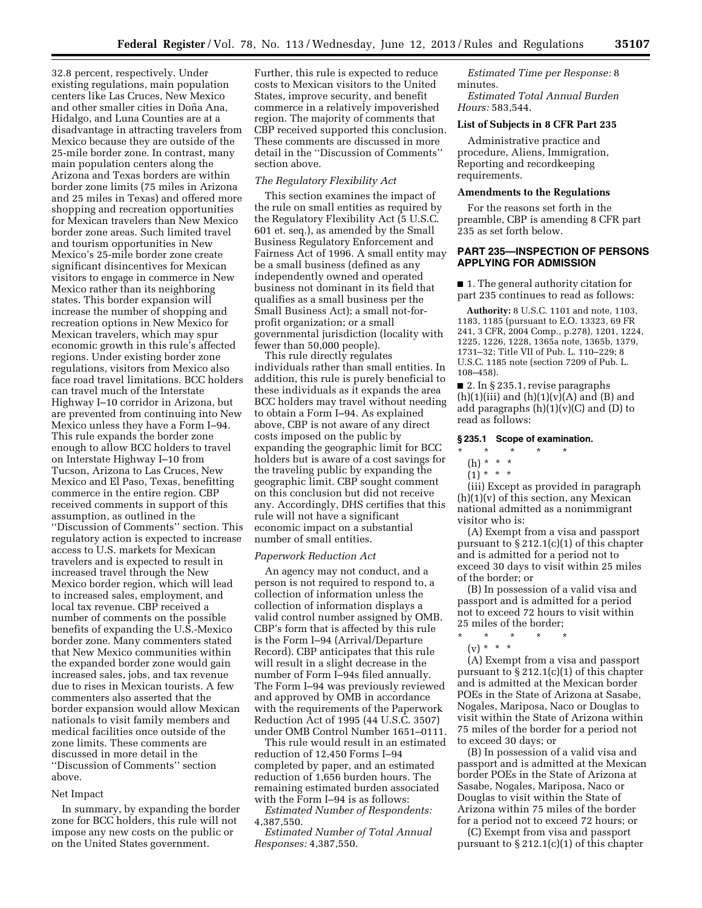32.8 percent, respectively. Under existing regulations, main population centers like Las Cruces, New Mexico and other smaller cities in Doña Ana, Hidalgo, and Luna Counties are at a disadvantage in attracting travelers from Mexico because they are outside of the 25-mile border zone. In contrast, many main population centers along the Arizona and Texas borders are within border zone limits (75 miles in Arizona and 25 miles in Texas) and offered more shopping and recreation opportunities for Mexican travelers than New Mexico border zone areas. Such limited travel and tourism opportunities in New Mexico's 25-mile border zone create significant disincentives for Mexican visitors to engage in commerce in New Mexico rather than its neighboring states. This border expansion will increase the number of shopping and recreation options in New Mexico for Mexican travelers, which may spur economic growth in this rule's affected regions. Under existing border zone regulations, visitors from Mexico also face road travel limitations. BCC holders can travel much of the Interstate Highway I–10 corridor in Arizona, but are prevented from continuing into New Mexico unless they have a Form I–94. This rule expands the border zone enough to allow BCC holders to travel on Interstate Highway I–10 from Tucson, Arizona to Las Cruces, New Mexico and El Paso, Texas, benefitting commerce in the entire region. CBP received comments in support of this assumption, as outlined in the ''Discussion of Comments'' section. This regulatory action is expected to increase access to U.S. markets for Mexican travelers and is expected to result in increased travel through the New Mexico border region, which will lead to increased sales, employment, and local tax revenue. CBP received a number of comments on the possible benefits of expanding the U.S.-Mexico border zone. Many commenters stated that New Mexico communities within the expanded border zone would gain increased sales, jobs, and tax revenue due to rises in Mexican tourists. A few commenters also asserted that the border expansion would allow Mexican nationals to visit family members and medical facilities once outside of the zone limits. These comments are discussed in more detail in the ''Discussion of Comments'' section above.

Net Impact

In summary, by expanding the border zone for BCC holders, this rule will not impose any new costs on the public or on the United States government. Further, this rule is expected to reduce costs to Mexican visitors to the United States, improve security, and benefit commerce in a relatively impoverished region. The majority of comments that CBP received supported this conclusion. These comments are discussed in more detail in the ''Discussion of Comments'' section above.

*The Regulatory Flexibility Act*

This section examines the impact of the rule on small entities as required by the Regulatory Flexibility Act (5 U.S.C. 601 et. seq.), as amended by the Small Business Regulatory Enforcement and Fairness Act of 1996. A small entity may be a small business (defined as any independently owned and operated business not dominant in its field that qualifies as a small business per the Small Business Act); a small not-for-profit organization; or a small governmental jurisdiction (locality with fewer than 50,000 people).

This rule directly regulates individuals rather than small entities. In addition, this rule is purely beneficial to these individuals as it expands the area BCC holders may travel without needing to obtain a Form I–94. As explained above, CBP is not aware of any direct costs imposed on the public by expanding the geographic limit for BCC holders but is aware of a cost savings for the traveling public by expanding the geographic limit. CBP sought comment on this conclusion but did not receive any. Accordingly, DHS certifies that this rule will not have a significant economic impact on a substantial number of small entities.

*Paperwork Reduction Act*

An agency may not conduct, and a person is not required to respond to, a collection of information unless the collection of information displays a valid control number assigned by OMB. CBP's form that is affected by this rule is the Form I–94 (Arrival/Departure Record). CBP anticipates that this rule will result in a slight decrease in the number of Form I–94s filed annually. The Form I–94 was previously reviewed and approved by OMB in accordance with the requirements of the Paperwork Reduction Act of 1995 (44 U.S.C. 3507) under OMB Control Number 1651–0111.

This rule would result in an estimated reduction of 12,450 Forms I–94 completed by paper, and an estimated reduction of 1,656 burden hours. The remaining estimated burden associated with the Form I–94 is as follows:

*Estimated Number of Respondents:* 4,387,550.

*Estimated Number of Total Annual Responses:* 4,387,550.

*Estimated Time per Response:* 8 minutes.

*Estimated Total Annual Burden Hours:* 583,544.

**List of Subjects in 8 CFR Part 235**

Administrative practice and procedure, Aliens, Immigration, Reporting and recordkeeping requirements.

**Amendments to the Regulations**

For the reasons set forth in the preamble, CBP is amending 8 CFR part 235 as set forth below.

## PART 235—INSPECTION OF PERSONS APPLYING FOR ADMISSION

■ 1. The general authority citation for part 235 continues to read as follows:

**Authority:** 8 U.S.C. 1101 and note, 1103, 1183, 1185 (pursuant to E.O. 13323, 69 FR 241, 3 CFR, 2004 Comp., p.278), 1201, 1224, 1225, 1226, 1228, 1365a note, 1365b, 1379, 1731–32; Title VII of Pub. L. 110–229; 8 U.S.C. 1185 note (section 7209 of Pub. L. 108–458).

■ 2. In § 235.1, revise paragraphs (h)(1)(iii) and (h)(1)(v)(A) and (B) and add paragraphs (h)(1)(v)(C) and (D) to read as follows:

**§ 235.1 Scope of examination.**

\* \* \* \* \*

(h) \* \* \*

(1) \* \* \*

(iii) Except as provided in paragraph (h)(1)(v) of this section, any Mexican national admitted as a nonimmigrant visitor who is:

(A) Exempt from a visa and passport pursuant to § 212.1(c)(1) of this chapter and is admitted for a period not to exceed 30 days to visit within 25 miles of the border; or

(B) In possession of a valid visa and passport and is admitted for a period not to exceed 72 hours to visit within 25 miles of the border;

\* \* \* \* \*

(v) \* \* \*

(A) Exempt from a visa and passport pursuant to § 212.1(c)(1) of this chapter and is admitted at the Mexican border POEs in the State of Arizona at Sasabe, Nogales, Mariposa, Naco or Douglas to visit within the State of Arizona within 75 miles of the border for a period not to exceed 30 days; or

(B) In possession of a valid visa and passport and is admitted at the Mexican border POEs in the State of Arizona at Sasabe, Nogales, Mariposa, Naco or Douglas to visit within the State of Arizona within 75 miles of the border for a period not to exceed 72 hours; or

(C) Exempt from visa and passport pursuant to § 212.1(c)(1) of this chapter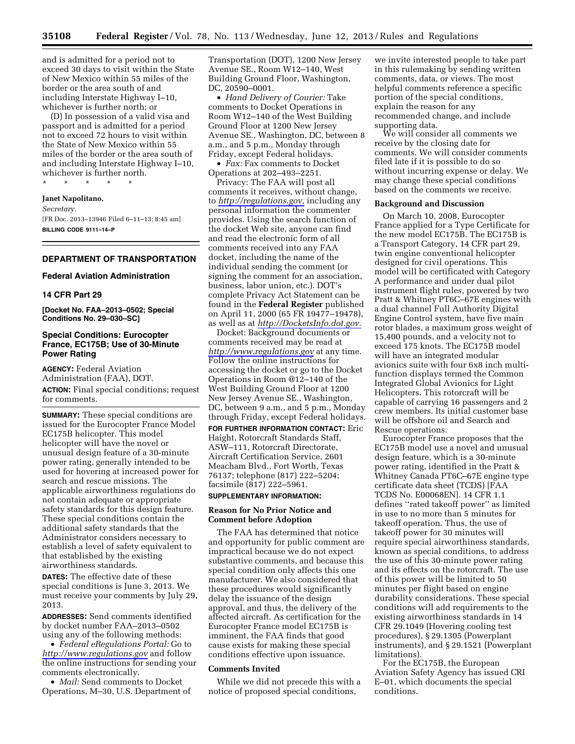and is admitted for a period not to exceed 30 days to visit within the State of New Mexico within 55 miles of the border or the area south of and including Interstate Highway I–10, whichever is further north; or

(D) In possession of a valid visa and passport and is admitted for a period not to exceed 72 hours to visit within the State of New Mexico within 55 miles of the border or the area south of and including Interstate Highway I–10, whichever is further north.

\* \* \* \* \*

**Janet Napolitano,**

*Secretary.*

[FR Doc. 2013–13946 Filed 6–11–13; 8:45 am]

**BILLING CODE 9111–14–P**

## DEPARTMENT OF TRANSPORTATION

### Federal Aviation Administration

### 14 CFR Part 29

**[Docket No. FAA–2013–0502; Special Conditions No. 29–030–SC]**

### Special Conditions: Eurocopter France, EC175B; Use of 30-Minute Power Rating

**AGENCY:** Federal Aviation Administration (FAA), DOT.

**ACTION:** Final special conditions; request for comments.

**SUMMARY:** These special conditions are issued for the Eurocopter France Model EC175B helicopter. This model helicopter will have the novel or unusual design feature of a 30-minute power rating, generally intended to be used for hovering at increased power for search and rescue missions. The applicable airworthiness regulations do not contain adequate or appropriate safety standards for this design feature. These special conditions contain the additional safety standards that the Administrator considers necessary to establish a level of safety equivalent to that established by the existing airworthiness standards.

**DATES:** The effective date of these special conditions is June 3, 2013. We must receive your comments by July 29, 2013.

**ADDRESSES:** Send comments identified by docket number FAA–2013–0502 using any of the following methods:

- *Federal eRegulations Portal:* Go to *http://www.regulations.gov* and follow the online instructions for sending your comments electronically.
- *Mail:* Send comments to Docket Operations, M–30, U.S. Department of Transportation (DOT), 1200 New Jersey Avenue SE., Room W12–140, West Building Ground Floor, Washington, DC, 20590–0001.
- *Hand Delivery of Courier:* Take comments to Docket Operations in Room W12–140 of the West Building Ground Floor at 1200 New Jersey Avenue SE., Washington, DC, between 8 a.m., and 5 p.m., Monday through Friday, except Federal holidays.
- *Fax:* Fax comments to Docket Operations at 202–493–2251.

Privacy: The FAA will post all comments it receives, without change, to *http://regulations.gov,* including any personal information the commenter provides. Using the search function of the docket Web site, anyone can find and read the electronic form of all comments received into any FAA docket, including the name of the individual sending the comment (or signing the comment for an association, business, labor union, etc.). DOT's complete Privacy Act Statement can be found in the **Federal Register** published on April 11, 2000 (65 FR 19477–19478), as well as at *http://DocketsInfo.dot.gov.*

Docket: Background documents or comments received may be read at *http://www.regulations.gov* at any time. Follow the online instructions for accessing the docket or go to the Docket Operations in Room @12–140 of the West Building Ground Floor at 1200 New Jersey Avenue SE., Washington, DC, between 9 a.m., and 5 p.m., Monday through Friday, except Federal holidays.

**FOR FURTHER INFORMATION CONTACT:** Eric Haight, Rotorcraft Standards Staff, ASW–111, Rotorcraft Directorate, Aircraft Certification Service, 2601 Meacham Blvd., Fort Worth, Texas 76137; telephone (817) 222–5204; facsimile (817) 222–5961.

**SUPPLEMENTARY INFORMATION:**

#### Reason for No Prior Notice and Comment before Adoption

The FAA has determined that notice and opportunity for public comment are impractical because we do not expect substantive comments, and because this special condition only affects this one manufacturer. We also considered that these procedures would significantly delay the issuance of the design approval, and thus, the delivery of the affected aircraft. As certification for the Eurocopter France model EC175B is imminent, the FAA finds that good cause exists for making these special conditions effective upon issuance.

#### Comments Invited

While we did not precede this with a notice of proposed special conditions, we invite interested people to take part in this rulemaking by sending written comments, data, or views. The most helpful comments reference a specific portion of the special conditions, explain the reason for any recommended change, and include supporting data.

We will consider all comments we receive by the closing date for comments. We will consider comments filed late if it is possible to do so without incurring expense or delay. We may change these special conditions based on the comments we receive.

#### Background and Discussion

On March 10, 2008, Eurocopter France applied for a Type Certificate for the new model EC175B. The EC175B is a Transport Category, 14 CFR part 29, twin engine conventional helicopter designed for civil operations. This model will be certificated with Category A performance and under dual pilot instrument flight rules, powered by two Pratt & Whitney PT6C–67E engines with a dual channel Full Authority Digital Engine Control system, have five main rotor blades, a maximum gross weight of 15,400 pounds, and a velocity not to exceed 175 knots. The EC175B model will have an integrated modular avionics suite with four 6x8 inch multi-function displays termed the Common Integrated Global Avionics for Light Helicopters. This rotorcraft will be capable of carrying 16 passengers and 2 crew members. Its initial customer base will be offshore oil and Search and Rescue operations.

Eurocopter France proposes that the EC175B model use a novel and unusual design feature, which is a 30-minute power rating, identified in the Pratt & Whitney Canada PT6C–67E engine type certificate data sheet (TCDS) [FAA TCDS No. E00068EN]. 14 CFR 1.1 defines ''rated takeoff power'' as limited in use to no more than 5 minutes for takeoff operation. Thus, the use of takeoff power for 30 minutes will require special airworthiness standards, known as special conditions, to address the use of this 30-minute power rating and its effects on the rotorcraft. The use of this power will be limited to 50 minutes per flight based on engine durability considerations. These special conditions will add requirements to the existing airworthiness standards in 14 CFR 29.1049 (Hovering cooling test procedures), § 29.1305 (Powerplant instruments), and § 29.1521 (Powerplant limitations).

For the EC175B, the European Aviation Safety Agency has issued CRI E–01, which documents the special conditions.